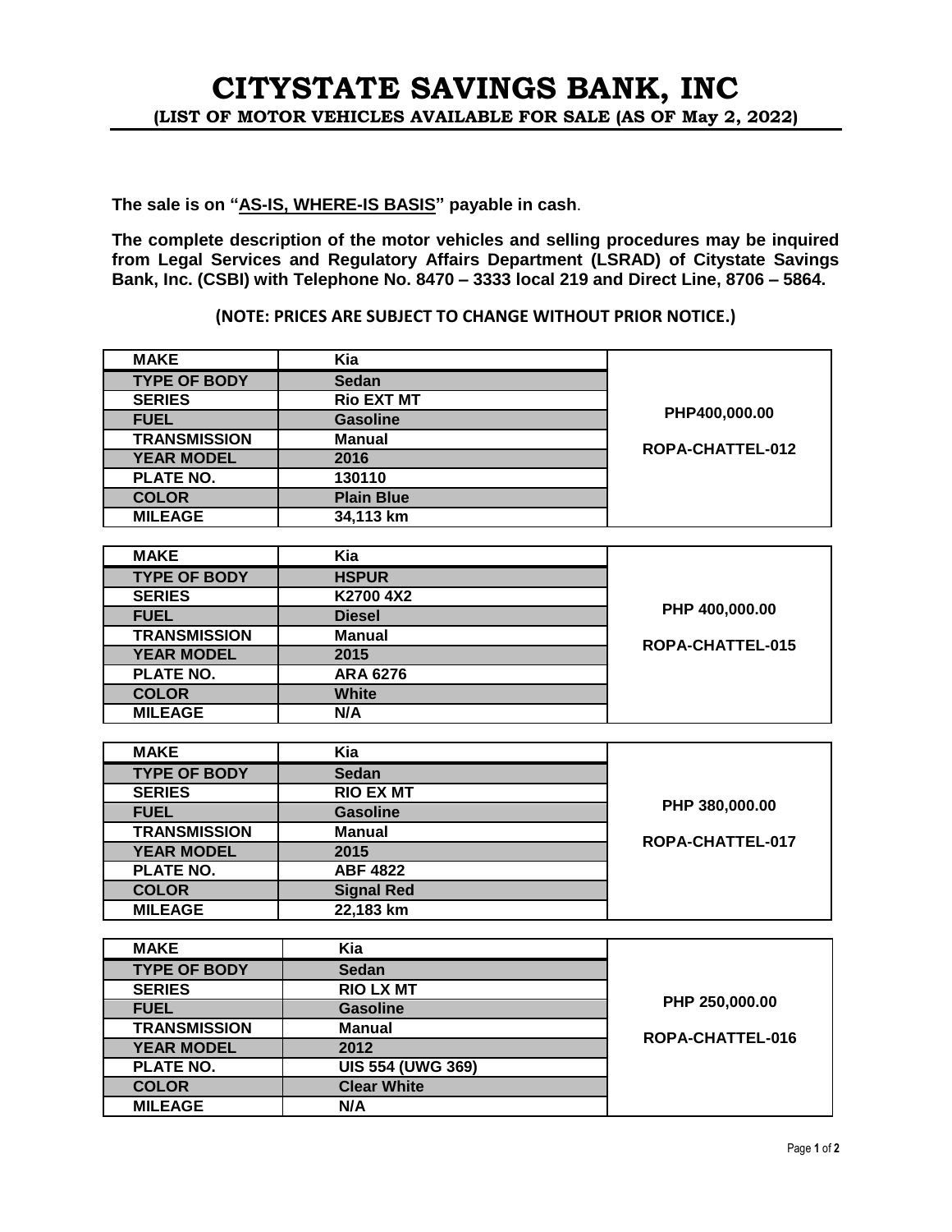# CITYSTATE SAVINGS BANK, INC

## (LIST OF MOTOR VEHICLES AVAILABLE FOR SALE (AS OF May 2, 2022)

**The sale is on "AS-IS, WHERE-IS BASIS" payable in cash.**

**The complete description of the motor vehicles and selling procedures may be inquired from Legal Services and Regulatory Affairs Department (LSRAD) of Citystate Savings Bank, Inc. (CSBI) with Telephone No. 8470 – 3333 local 219 and Direct Line, 8706 – 5864.**

**(NOTE: PRICES ARE SUBJECT TO CHANGE WITHOUT PRIOR NOTICE.)**

| MAKE | Kia | PHP400,000.00<br>ROPA-CHATTEL-012 |
|---|---|---|
| TYPE OF BODY | Sedan | |
| SERIES | Rio EXT MT | |
| FUEL | Gasoline | |
| TRANSMISSION | Manual | |
| YEAR MODEL | 2016 | |
| PLATE NO. | 130110 | |
| COLOR | Plain Blue | |
| MILEAGE | 34,113 km | |

| MAKE | Kia | PHP 400,000.00<br>ROPA-CHATTEL-015 |
|---|---|---|
| TYPE OF BODY | HSPUR | |
| SERIES | K2700 4X2 | |
| FUEL | Diesel | |
| TRANSMISSION | Manual | |
| YEAR MODEL | 2015 | |
| PLATE NO. | ARA 6276 | |
| COLOR | White | |
| MILEAGE | N/A | |

| MAKE | Kia | PHP 380,000.00<br>ROPA-CHATTEL-017 |
|---|---|---|
| TYPE OF BODY | Sedan | |
| SERIES | RIO EX MT | |
| FUEL | Gasoline | |
| TRANSMISSION | Manual | |
| YEAR MODEL | 2015 | |
| PLATE NO. | ABF 4822 | |
| COLOR | Signal Red | |
| MILEAGE | 22,183 km | |

| MAKE | Kia | PHP 250,000.00<br>ROPA-CHATTEL-016 |
|---|---|---|
| TYPE OF BODY | Sedan | |
| SERIES | RIO LX MT | |
| FUEL | Gasoline | |
| TRANSMISSION | Manual | |
| YEAR MODEL | 2012 | |
| PLATE NO. | UIS 554 (UWG 369) | |
| COLOR | Clear White | |
| MILEAGE | N/A | |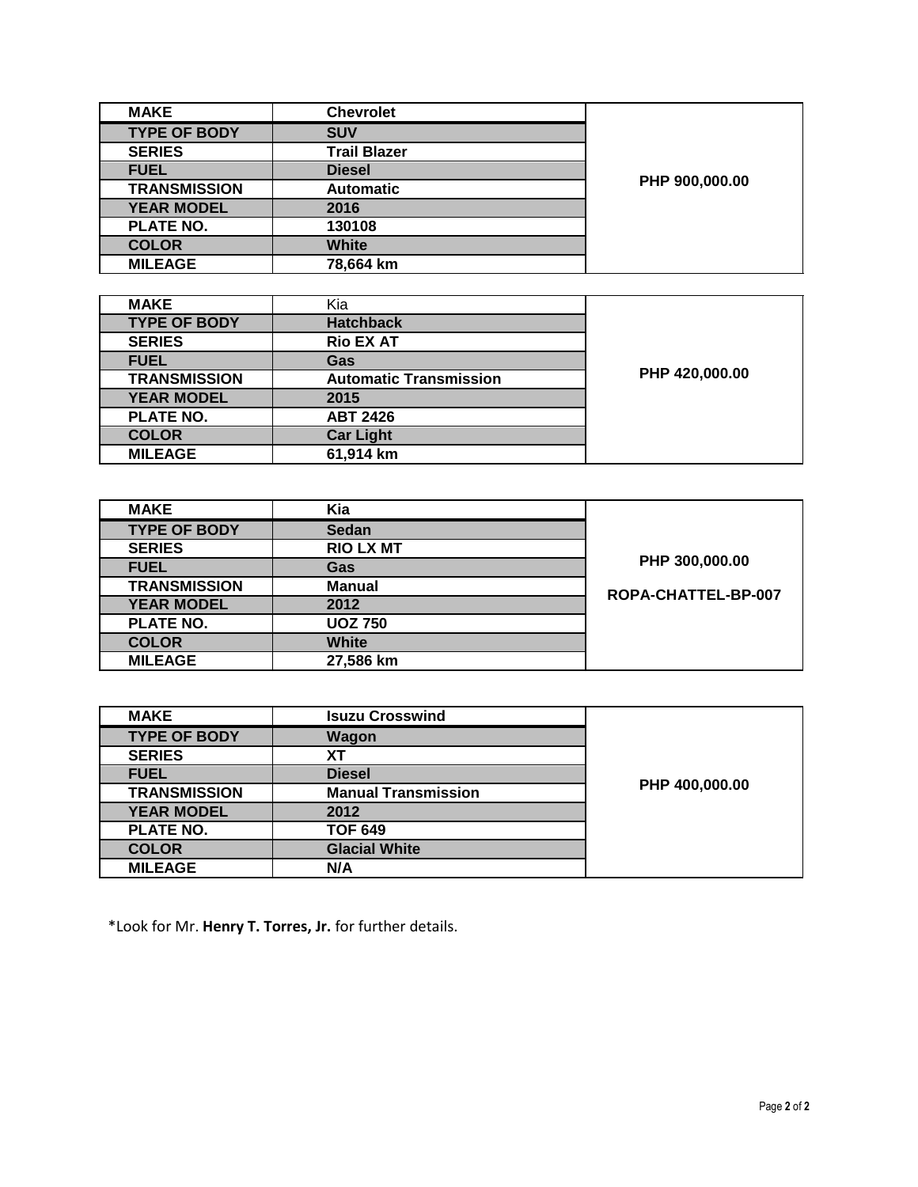| | | |
|---|---|---|
| **MAKE** | **Chevrolet** | **PHP 900,000.00** |
| **TYPE OF BODY** | **SUV** | |
| **SERIES** | **Trail Blazer** | |
| **FUEL** | **Diesel** | |
| **TRANSMISSION** | **Automatic** | |
| **YEAR MODEL** | **2016** | |
| **PLATE NO.** | **130108** | |
| **COLOR** | **White** | |
| **MILEAGE** | **78,664 km** | |

| | | |
|---|---|---|
| **MAKE** | Kia | **PHP 420,000.00** |
| **TYPE OF BODY** | **Hatchback** | |
| **SERIES** | **Rio EX AT** | |
| **FUEL** | **Gas** | |
| **TRANSMISSION** | **Automatic Transmission** | |
| **YEAR MODEL** | **2015** | |
| **PLATE NO.** | **ABT 2426** | |
| **COLOR** | **Car Light** | |
| **MILEAGE** | **61,914 km** | |

| | | |
|---|---|---|
| **MAKE** | **Kia** | **PHP 300,000.00**<br>**ROPA-CHATTEL-BP-007** |
| **TYPE OF BODY** | **Sedan** | |
| **SERIES** | **RIO LX MT** | |
| **FUEL** | **Gas** | |
| **TRANSMISSION** | **Manual** | |
| **YEAR MODEL** | **2012** | |
| **PLATE NO.** | **UOZ 750** | |
| **COLOR** | **White** | |
| **MILEAGE** | **27,586 km** | |

| | | |
|---|---|---|
| **MAKE** | **Isuzu Crosswind** | **PHP 400,000.00** |
| **TYPE OF BODY** | **Wagon** | |
| **SERIES** | **XT** | |
| **FUEL** | **Diesel** | |
| **TRANSMISSION** | **Manual Transmission** | |
| **YEAR MODEL** | **2012** | |
| **PLATE NO.** | **TOF 649** | |
| **COLOR** | **Glacial White** | |
| **MILEAGE** | **N/A** | |

*Look for Mr. **Henry T. Torres, Jr.** for further details.